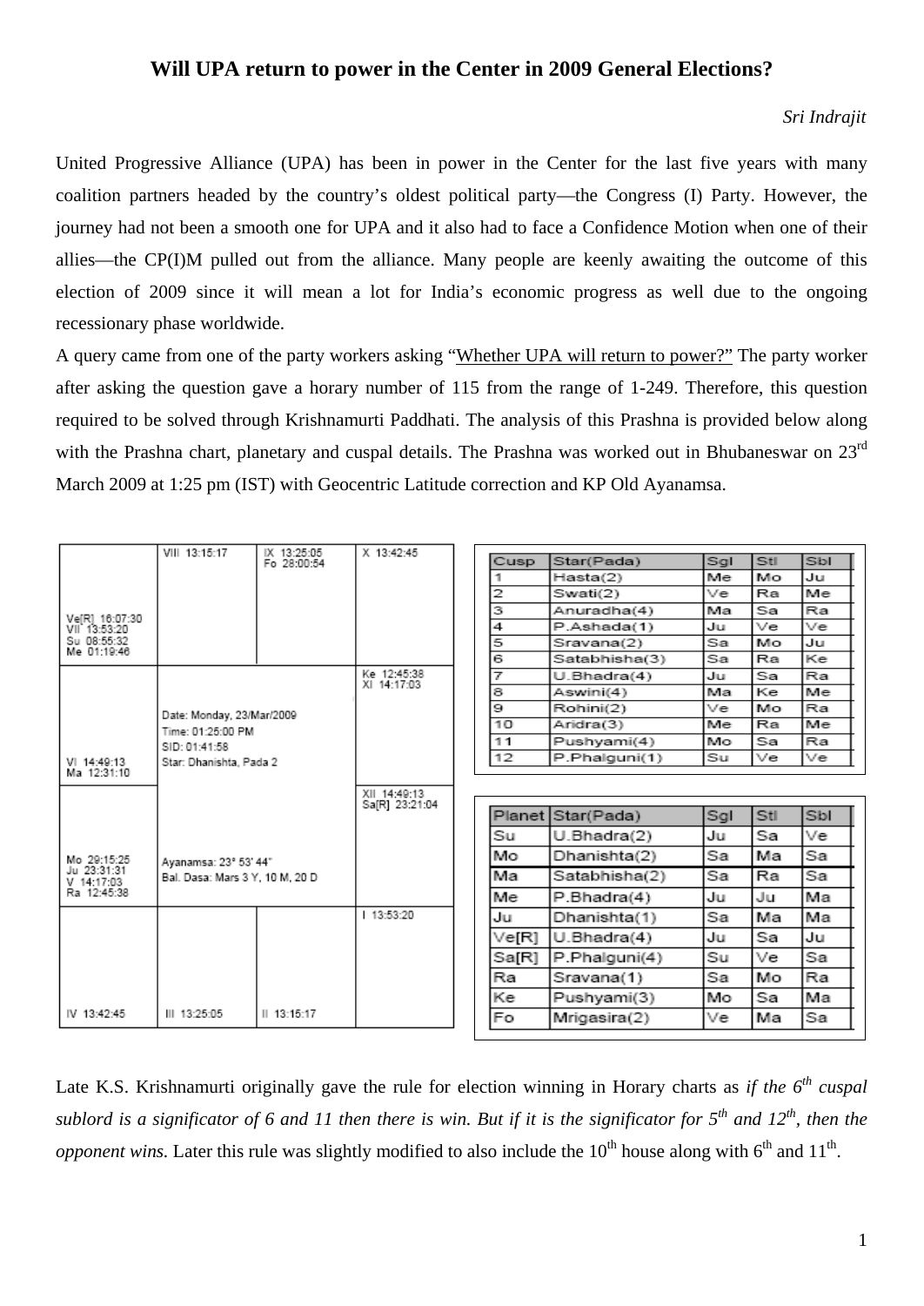# Will UPA return to power in the Center in 2009 General Elections?

*Sri Indrajit*

United Progressive Alliance (UPA) has been in power in the Center for the last five years with many coalition partners headed by the country's oldest political party—the Congress (I) Party. However, the journey had not been a smooth one for UPA and it also had to face a Confidence Motion when one of their allies—the CP(I)M pulled out from the alliance. Many people are keenly awaiting the outcome of this election of 2009 since it will mean a lot for India's economic progress as well due to the ongoing recessionary phase worldwide.

A query came from one of the party workers asking "Whether UPA will return to power?" The party worker after asking the question gave a horary number of 115 from the range of 1-249. Therefore, this question required to be solved through Krishnamurti Paddhati. The analysis of this Prashna is provided below along with the Prashna chart, planetary and cuspal details. The Prashna was worked out in Bhubaneswar on 23rd March 2009 at 1:25 pm (IST) with Geocentric Latitude correction and KP Old Ayanamsa.

| | | | |
|---|---|---|---|
| Ve[R] 16:07:30<br>VII 13:53:20<br>Su 08:55:32<br>Me 01:19:46 | VIII 13:15:17 | IX 13:25:05<br>Fo 28:00:54 | X 13:42:45 |
| VI 14:49:13<br>Ma 12:31:10 | Date: Monday, 23/Mar/2009<br>Time: 01:25:00 PM<br>SID: 01:41:58<br>Star: Dhanishta, Pada 2 | | Ke 12:45:38<br>XI 14:17:03 |
| Mo 29:15:25<br>Ju 23:31:31<br>V 14:17:03<br>Ra 12:45:38 | Ayanamsa: 23° 53' 44"<br>Bal. Dasa: Mars 3 Y, 10 M, 20 D | | XII 14:49:13<br>Sa[R] 23:21:04 |
| IV 13:42:45 | III 13:25:05 | II 13:15:17 | I 13:53:20 |

| Cusp | Star(Pada) | Sgl | Stl | Sbl |
|---|---|---|---|---|
| 1 | Hasta(2) | Me | Mo | Ju |
| 2 | Swati(2) | Ve | Ra | Me |
| 3 | Anuradha(4) | Ma | Sa | Ra |
| 4 | P.Ashada(1) | Ju | Ve | Ve |
| 5 | Sravana(2) | Sa | Mo | Ju |
| 6 | Satabhisha(3) | Sa | Ra | Ke |
| 7 | U.Bhadra(4) | Ju | Sa | Ra |
| 8 | Aswini(4) | Ma | Ke | Me |
| 9 | Rohini(2) | Ve | Mo | Ra |
| 10 | Aridra(3) | Me | Ra | Me |
| 11 | Pushyami(4) | Mo | Sa | Ra |
| 12 | P.Phalguni(1) | Su | Ve | Ve |

| Planet | Star(Pada) | Sgl | Stl | Sbl |
|---|---|---|---|---|
| Su | U.Bhadra(2) | Ju | Sa | Ve |
| Mo | Dhanishta(2) | Sa | Ma | Sa |
| Ma | Satabhisha(2) | Sa | Ra | Sa |
| Me | P.Bhadra(4) | Ju | Ju | Ma |
| Ju | Dhanishta(1) | Sa | Ma | Ma |
| Ve[R] | U.Bhadra(4) | Ju | Sa | Ju |
| Sa[R] | P.Phalguni(4) | Su | Ve | Sa |
| Ra | Sravana(1) | Sa | Mo | Ra |
| Ke | Pushyami(3) | Mo | Sa | Ma |
| Fo | Mrigasira(2) | Ve | Ma | Sa |

Late K.S. Krishnamurti originally gave the rule for election winning in Horary charts as *if the 6th cuspal sublord is a significator of 6 and 11 then there is win. But if it is the significator for 5th and 12th, then the opponent wins.* Later this rule was slightly modified to also include the 10th house along with 6th and 11th.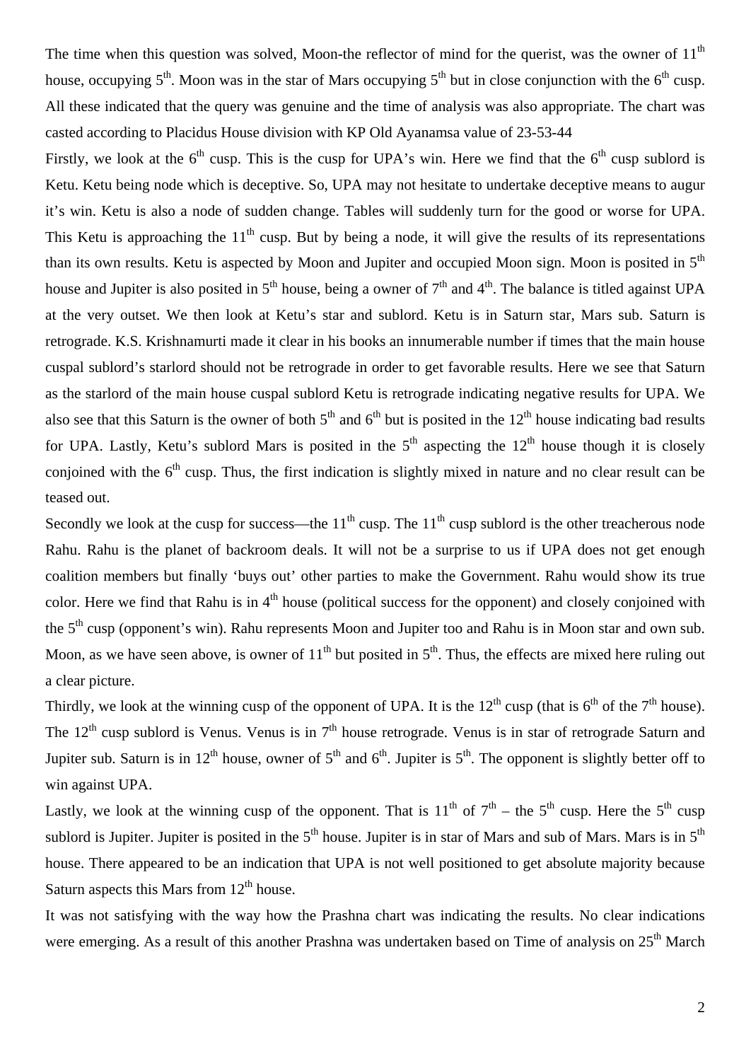The time when this question was solved, Moon-the reflector of mind for the querist, was the owner of 11$^{th}$ house, occupying 5$^{th}$. Moon was in the star of Mars occupying 5$^{th}$ but in close conjunction with the 6$^{th}$ cusp. All these indicated that the query was genuine and the time of analysis was also appropriate. The chart was casted according to Placidus House division with KP Old Ayanamsa value of 23-53-44

Firstly, we look at the 6$^{th}$ cusp. This is the cusp for UPA's win. Here we find that the 6$^{th}$ cusp sublord is Ketu. Ketu being node which is deceptive. So, UPA may not hesitate to undertake deceptive means to augur it's win. Ketu is also a node of sudden change. Tables will suddenly turn for the good or worse for UPA. This Ketu is approaching the 11$^{th}$ cusp. But by being a node, it will give the results of its representations than its own results. Ketu is aspected by Moon and Jupiter and occupied Moon sign. Moon is posited in 5$^{th}$ house and Jupiter is also posited in 5$^{th}$ house, being a owner of 7$^{th}$ and 4$^{th}$. The balance is titled against UPA at the very outset. We then look at Ketu's star and sublord. Ketu is in Saturn star, Mars sub. Saturn is retrograde. K.S. Krishnamurti made it clear in his books an innumerable number if times that the main house cuspal sublord's starlord should not be retrograde in order to get favorable results. Here we see that Saturn as the starlord of the main house cuspal sublord Ketu is retrograde indicating negative results for UPA. We also see that this Saturn is the owner of both 5$^{th}$ and 6$^{th}$ but is posited in the 12$^{th}$ house indicating bad results for UPA. Lastly, Ketu's sublord Mars is posited in the 5$^{th}$ aspecting the 12$^{th}$ house though it is closely conjoined with the 6$^{th}$ cusp. Thus, the first indication is slightly mixed in nature and no clear result can be teased out.

Secondly we look at the cusp for success—the 11$^{th}$ cusp. The 11$^{th}$ cusp sublord is the other treacherous node Rahu. Rahu is the planet of backroom deals. It will not be a surprise to us if UPA does not get enough coalition members but finally 'buys out' other parties to make the Government. Rahu would show its true color. Here we find that Rahu is in 4$^{th}$ house (political success for the opponent) and closely conjoined with the 5$^{th}$ cusp (opponent's win). Rahu represents Moon and Jupiter too and Rahu is in Moon star and own sub. Moon, as we have seen above, is owner of 11$^{th}$ but posited in 5$^{th}$. Thus, the effects are mixed here ruling out a clear picture.

Thirdly, we look at the winning cusp of the opponent of UPA. It is the 12$^{th}$ cusp (that is 6$^{th}$ of the 7$^{th}$ house). The 12$^{th}$ cusp sublord is Venus. Venus is in 7$^{th}$ house retrograde. Venus is in star of retrograde Saturn and Jupiter sub. Saturn is in 12$^{th}$ house, owner of 5$^{th}$ and 6$^{th}$. Jupiter is 5$^{th}$. The opponent is slightly better off to win against UPA.

Lastly, we look at the winning cusp of the opponent. That is 11$^{th}$ of 7$^{th}$ – the 5$^{th}$ cusp. Here the 5$^{th}$ cusp sublord is Jupiter. Jupiter is posited in the 5$^{th}$ house. Jupiter is in star of Mars and sub of Mars. Mars is in 5$^{th}$ house. There appeared to be an indication that UPA is not well positioned to get absolute majority because Saturn aspects this Mars from 12$^{th}$ house.

It was not satisfying with the way how the Prashna chart was indicating the results. No clear indications were emerging. As a result of this another Prashna was undertaken based on Time of analysis on 25$^{th}$ March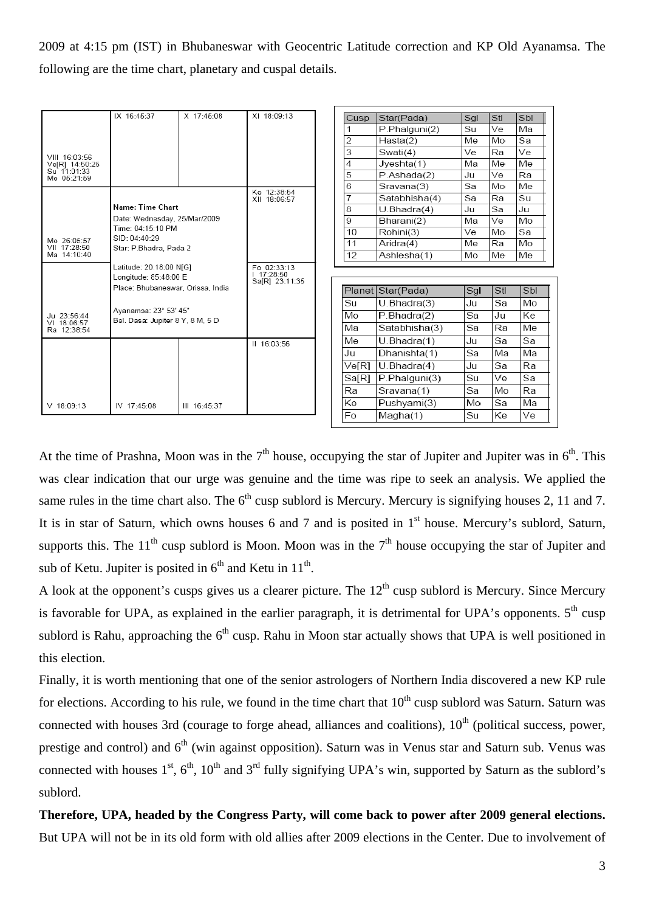2009 at 4:15 pm (IST) in Bhubaneswar with Geocentric Latitude correction and KP Old Ayanamsa. The following are the time chart, planetary and cuspal details.

| | | | |
|---|---|---|---|
| VIII 16:03:56<br>Ve[R] 14:50:26<br>Su 11:01:33<br>Me 05:21:59 | IX 16:45:37 | X 17:45:08 | XI 18:09:13 |
| Mo 26:06:57<br>VII 17:28:50<br>Ma 14:10:40 | Name: Time Chart<br>Date: Wednesday, 25/Mar/2009<br>Time: 04:15:10 PM<br>SID: 04:40:29<br>Star: P.Bhadra, Pada 2 | | Ke 12:38:54<br>XII 18:06:57 |
| Ju 23:56:44<br>VI 18:06:57<br>Ra 12:38:54 | Latitude: 20:18:00 N[G]<br>Longitude: 85:48:00 E<br>Place: Bhubaneswar, Orissa, India<br>Ayanamsa: 23° 53' 45"<br>Bal. Dasa: Jupiter 8 Y, 8 M, 5 D | | Fo 02:33:13<br>I 17:28:50<br>Sa[R] 23:11:35 |
| V 18:09:13 | IV 17:45:08 | III 16:45:37 | II 16:03:56 |

| Cusp | Star(Pada) | Sgl | Stl | Sbl |
|---|---|---|---|---|
| 1 | P.Phalguni(2) | Su | Ve | Ma |
| 2 | Hasta(2) | Me | Mo | Sa |
| 3 | Swati(4) | Ve | Ra | Ve |
| 4 | Jyeshta(1) | Ma | Me | Me |
| 5 | P.Ashada(2) | Ju | Ve | Ra |
| 6 | Sravana(3) | Sa | Mo | Me |
| 7 | Satabhisha(4) | Sa | Ra | Su |
| 8 | U.Bhadra(4) | Ju | Sa | Ju |
| 9 | Bharani(2) | Ma | Ve | Mo |
| 10 | Rohini(3) | Ve | Mo | Sa |
| 11 | Aridra(4) | Me | Ra | Mo |
| 12 | Ashlesha(1) | Mo | Me | Me |

| Planet | Star(Pada) | Sgl | Stl | Sbl |
|---|---|---|---|---|
| Su | U.Bhadra(3) | Ju | Sa | Mo |
| Mo | P.Bhadra(2) | Sa | Ju | Ke |
| Ma | Satabhisha(3) | Sa | Ra | Me |
| Me | U.Bhadra(1) | Ju | Sa | Sa |
| Ju | Dhanishta(1) | Sa | Ma | Ma |
| Ve[R] | U.Bhadra(4) | Ju | Sa | Ra |
| Sa[R] | P.Phalguni(3) | Su | Ve | Sa |
| Ra | Sravana(1) | Sa | Mo | Ra |
| Ke | Pushyami(3) | Mo | Sa | Ma |
| Fo | Magha(1) | Su | Ke | Ve |

At the time of Prashna, Moon was in the 7th house, occupying the star of Jupiter and Jupiter was in 6th. This was clear indication that our urge was genuine and the time was ripe to seek an analysis. We applied the same rules in the time chart also. The 6th cusp sublord is Mercury. Mercury is signifying houses 2, 11 and 7. It is in star of Saturn, which owns houses 6 and 7 and is posited in 1st house. Mercury's sublord, Saturn, supports this. The 11th cusp sublord is Moon. Moon was in the 7th house occupying the star of Jupiter and sub of Ketu. Jupiter is posited in 6th and Ketu in 11th.

A look at the opponent's cusps gives us a clearer picture. The 12th cusp sublord is Mercury. Since Mercury is favorable for UPA, as explained in the earlier paragraph, it is detrimental for UPA's opponents. 5th cusp sublord is Rahu, approaching the 6th cusp. Rahu in Moon star actually shows that UPA is well positioned in this election.

Finally, it is worth mentioning that one of the senior astrologers of Northern India discovered a new KP rule for elections. According to his rule, we found in the time chart that 10th cusp sublord was Saturn. Saturn was connected with houses 3rd (courage to forge ahead, alliances and coalitions), 10th (political success, power, prestige and control) and 6th (win against opposition). Saturn was in Venus star and Saturn sub. Venus was connected with houses 1st, 6th, 10th and 3rd fully signifying UPA's win, supported by Saturn as the sublord's sublord.

**Therefore, UPA, headed by the Congress Party, will come back to power after 2009 general elections.** But UPA will not be in its old form with old allies after 2009 elections in the Center. Due to involvement of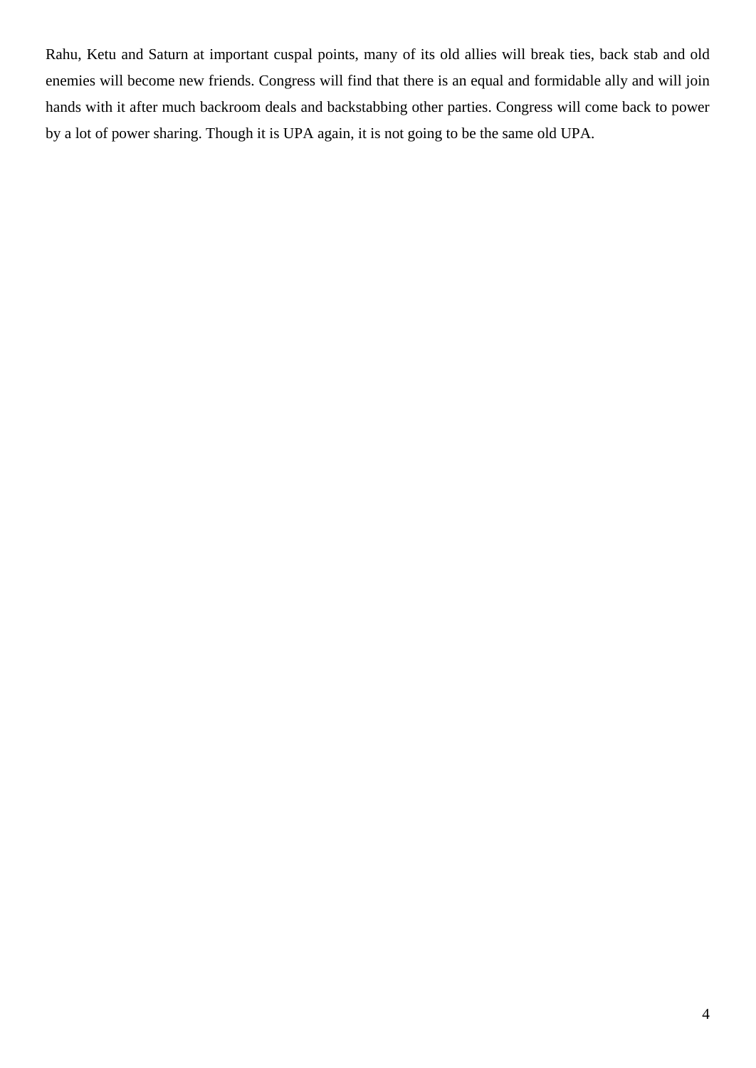Rahu, Ketu and Saturn at important cuspal points, many of its old allies will break ties, back stab and old enemies will become new friends. Congress will find that there is an equal and formidable ally and will join hands with it after much backroom deals and backstabbing other parties. Congress will come back to power by a lot of power sharing. Though it is UPA again, it is not going to be the same old UPA.